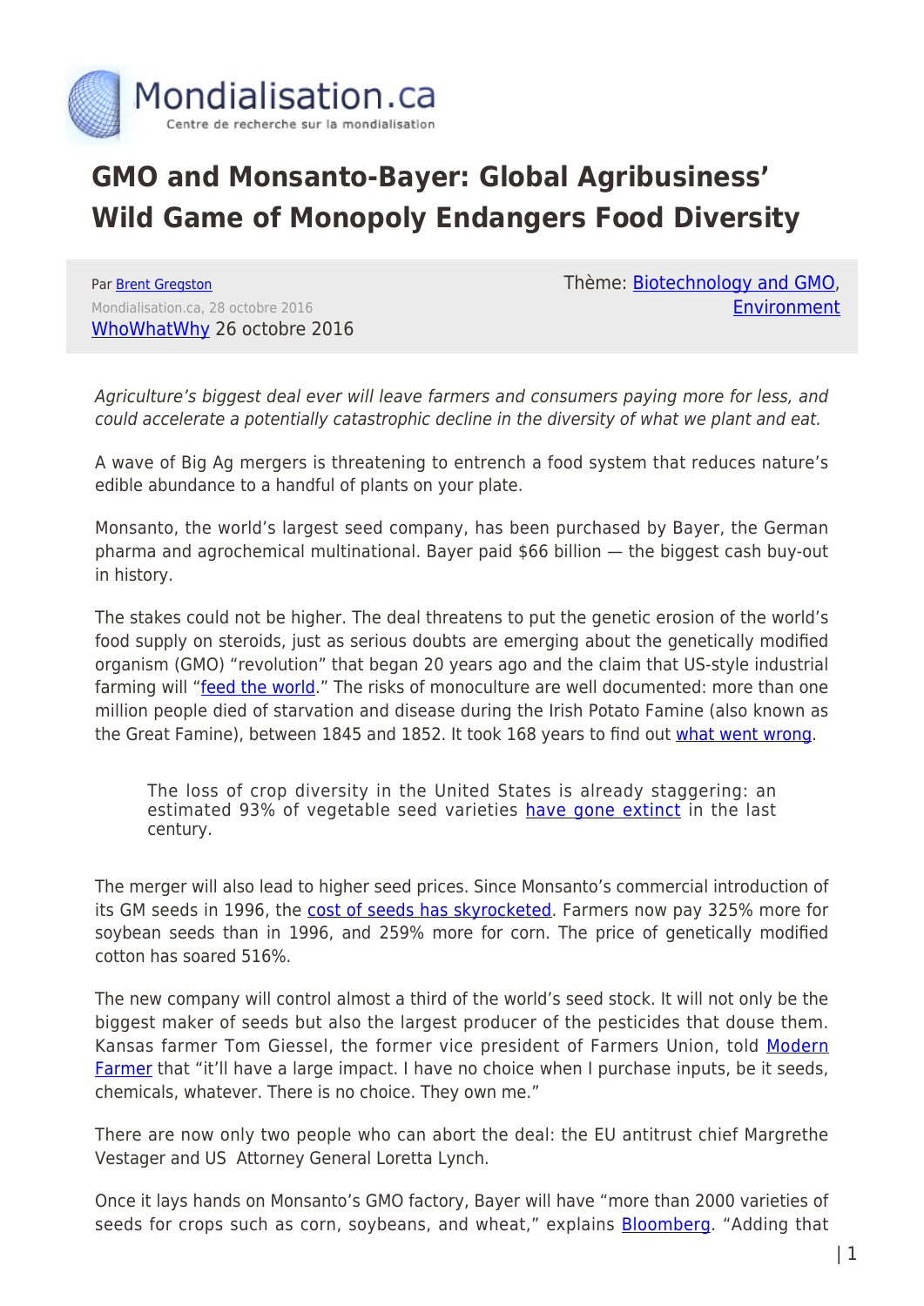# GMO and Monsanto-Bayer: Global Agribusiness' Wild Game of Monopoly Endangers Food Diversity

Par Brent Gregston

Mondialisation.ca, 28 octobre 2016

WhoWhatWhy 26 octobre 2016

Thème: Biotechnology and GMO, Environment

*Agriculture's biggest deal ever will leave farmers and consumers paying more for less, and could accelerate a potentially catastrophic decline in the diversity of what we plant and eat.*

A wave of Big Ag mergers is threatening to entrench a food system that reduces nature's edible abundance to a handful of plants on your plate.

Monsanto, the world's largest seed company, has been purchased by Bayer, the German pharma and agrochemical multinational. Bayer paid $66 billion — the biggest cash buy-out in history.

The stakes could not be higher. The deal threatens to put the genetic erosion of the world's food supply on steroids, just as serious doubts are emerging about the genetically modified organism (GMO) "revolution" that began 20 years ago and the claim that US-style industrial farming will "feed the world." The risks of monoculture are well documented: more than one million people died of starvation and disease during the Irish Potato Famine (also known as the Great Famine), between 1845 and 1852. It took 168 years to find out what went wrong.

> The loss of crop diversity in the United States is already staggering: an estimated 93% of vegetable seed varieties have gone extinct in the last century.

The merger will also lead to higher seed prices. Since Monsanto's commercial introduction of its GM seeds in 1996, the cost of seeds has skyrocketed. Farmers now pay 325% more for soybean seeds than in 1996, and 259% more for corn. The price of genetically modified cotton has soared 516%.

The new company will control almost a third of the world's seed stock. It will not only be the biggest maker of seeds but also the largest producer of the pesticides that douse them. Kansas farmer Tom Giessel, the former vice president of Farmers Union, told Modern Farmer that "it'll have a large impact. I have no choice when I purchase inputs, be it seeds, chemicals, whatever. There is no choice. They own me."

There are now only two people who can abort the deal: the EU antitrust chief Margrethe Vestager and US Attorney General Loretta Lynch.

Once it lays hands on Monsanto's GMO factory, Bayer will have "more than 2000 varieties of seeds for crops such as corn, soybeans, and wheat," explains Bloomberg. "Adding that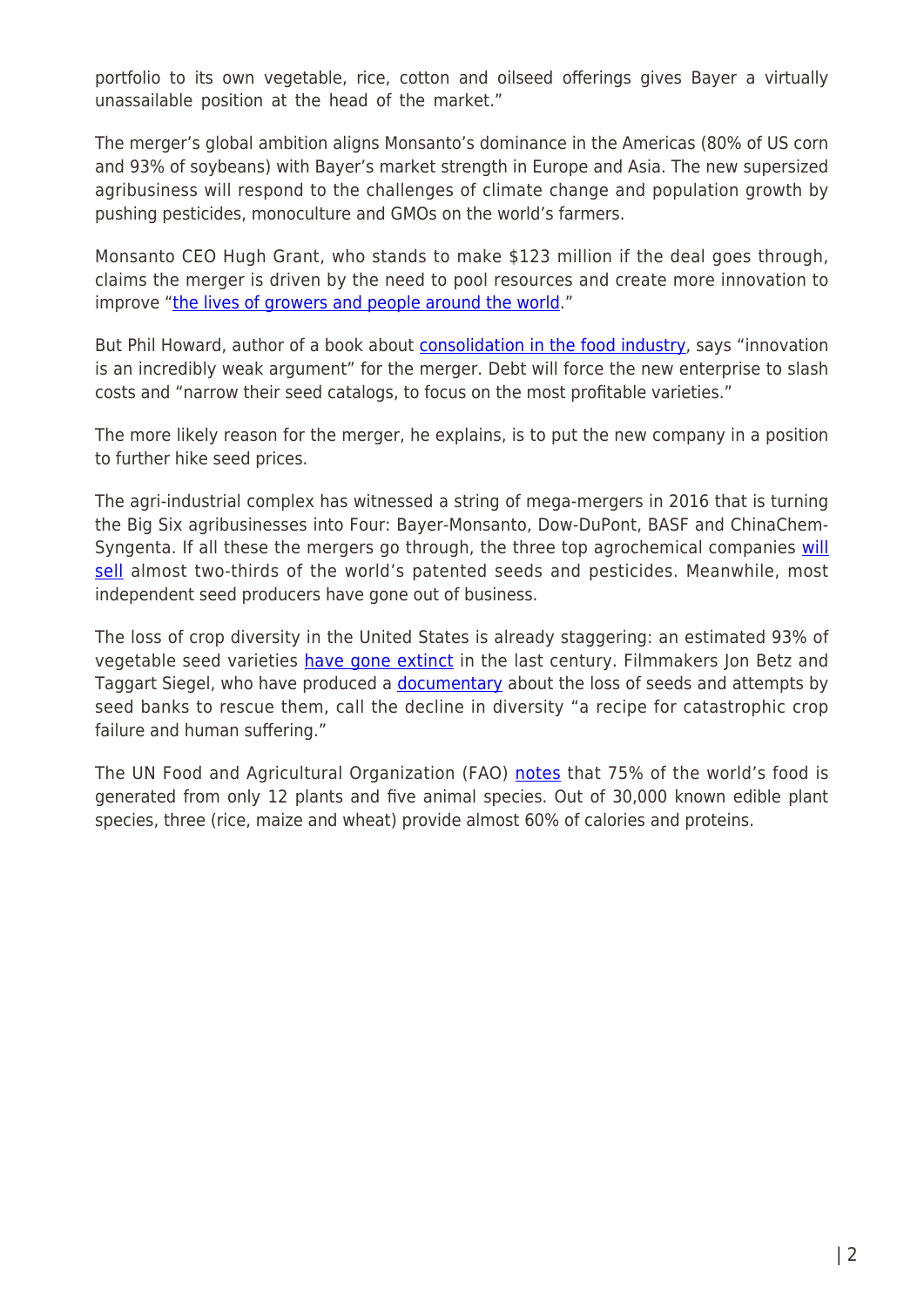portfolio to its own vegetable, rice, cotton and oilseed offerings gives Bayer a virtually unassailable position at the head of the market."

The merger's global ambition aligns Monsanto's dominance in the Americas (80% of US corn and 93% of soybeans) with Bayer's market strength in Europe and Asia. The new supersized agribusiness will respond to the challenges of climate change and population growth by pushing pesticides, monoculture and GMOs on the world's farmers.

Monsanto CEO Hugh Grant, who stands to make $123 million if the deal goes through, claims the merger is driven by the need to pool resources and create more innovation to improve "the lives of growers and people around the world."

But Phil Howard, author of a book about consolidation in the food industry, says "innovation is an incredibly weak argument" for the merger. Debt will force the new enterprise to slash costs and "narrow their seed catalogs, to focus on the most profitable varieties."

The more likely reason for the merger, he explains, is to put the new company in a position to further hike seed prices.

The agri-industrial complex has witnessed a string of mega-mergers in 2016 that is turning the Big Six agribusinesses into Four: Bayer-Monsanto, Dow-DuPont, BASF and ChinaChem-Syngenta. If all these the mergers go through, the three top agrochemical companies will sell almost two-thirds of the world's patented seeds and pesticides. Meanwhile, most independent seed producers have gone out of business.

The loss of crop diversity in the United States is already staggering: an estimated 93% of vegetable seed varieties have gone extinct in the last century. Filmmakers Jon Betz and Taggart Siegel, who have produced a documentary about the loss of seeds and attempts by seed banks to rescue them, call the decline in diversity "a recipe for catastrophic crop failure and human suffering."

The UN Food and Agricultural Organization (FAO) notes that 75% of the world's food is generated from only 12 plants and five animal species. Out of 30,000 known edible plant species, three (rice, maize and wheat) provide almost 60% of calories and proteins.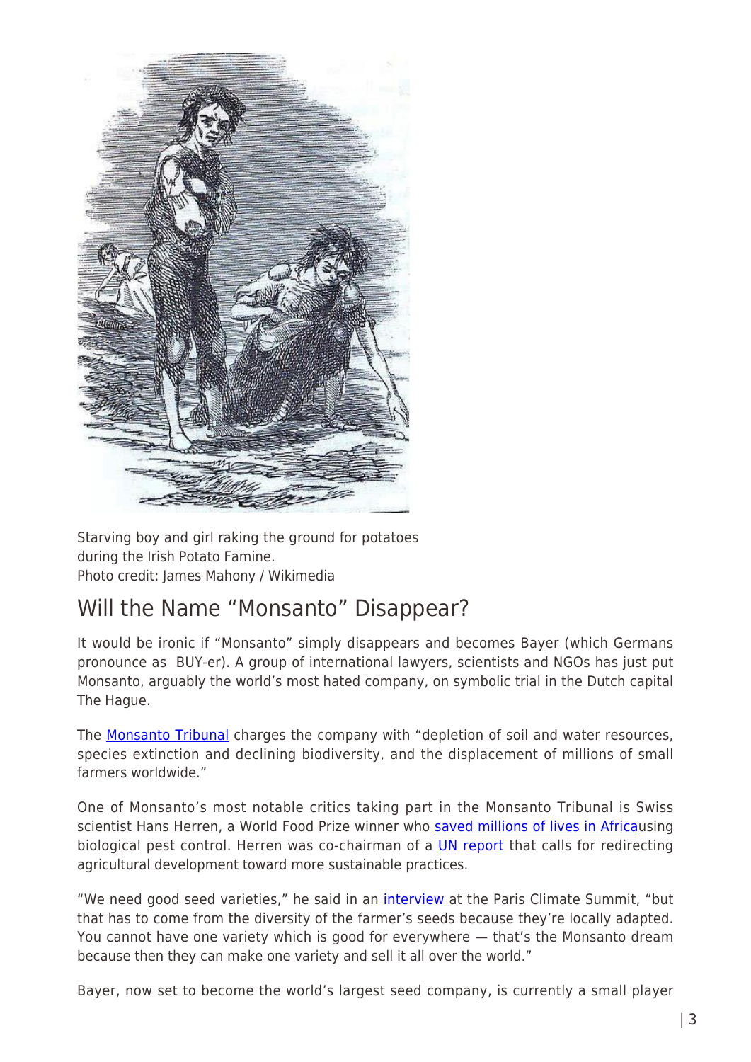Starving boy and girl raking the ground for potatoes during the Irish Potato Famine.
Photo credit: James Mahony / Wikimedia

## Will the Name "Monsanto" Disappear?

It would be ironic if "Monsanto" simply disappears and becomes Bayer (which Germans pronounce as BUY-er). A group of international lawyers, scientists and NGOs has just put Monsanto, arguably the world's most hated company, on symbolic trial in the Dutch capital The Hague.

The Monsanto Tribunal charges the company with "depletion of soil and water resources, species extinction and declining biodiversity, and the displacement of millions of small farmers worldwide."

One of Monsanto's most notable critics taking part in the Monsanto Tribunal is Swiss scientist Hans Herren, a World Food Prize winner who saved millions of lives in Africausing biological pest control. Herren was co-chairman of a UN report that calls for redirecting agricultural development toward more sustainable practices.

"We need good seed varieties," he said in an interview at the Paris Climate Summit, "but that has to come from the diversity of the farmer's seeds because they're locally adapted. You cannot have one variety which is good for everywhere — that's the Monsanto dream because then they can make one variety and sell it all over the world."

Bayer, now set to become the world's largest seed company, is currently a small player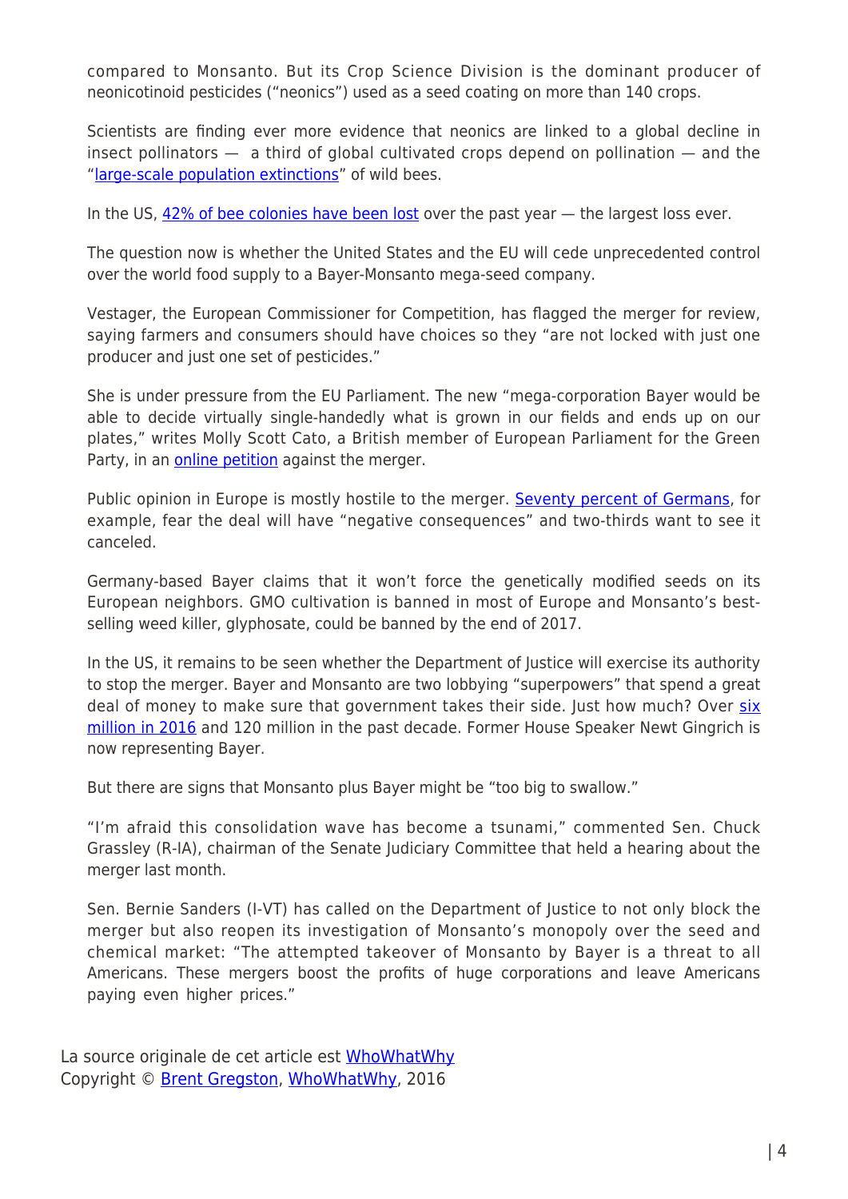compared to Monsanto. But its Crop Science Division is the dominant producer of neonicotinoid pesticides ("neonics") used as a seed coating on more than 140 crops.

Scientists are finding ever more evidence that neonics are linked to a global decline in insect pollinators — a third of global cultivated crops depend on pollination — and the "large-scale population extinctions" of wild bees.

In the US, 42% of bee colonies have been lost over the past year — the largest loss ever.

The question now is whether the United States and the EU will cede unprecedented control over the world food supply to a Bayer-Monsanto mega-seed company.

Vestager, the European Commissioner for Competition, has flagged the merger for review, saying farmers and consumers should have choices so they "are not locked with just one producer and just one set of pesticides."

She is under pressure from the EU Parliament. The new "mega-corporation Bayer would be able to decide virtually single-handedly what is grown in our fields and ends up on our plates," writes Molly Scott Cato, a British member of European Parliament for the Green Party, in an online petition against the merger.

Public opinion in Europe is mostly hostile to the merger. Seventy percent of Germans, for example, fear the deal will have "negative consequences" and two-thirds want to see it canceled.

Germany-based Bayer claims that it won't force the genetically modified seeds on its European neighbors. GMO cultivation is banned in most of Europe and Monsanto's best-selling weed killer, glyphosate, could be banned by the end of 2017.

In the US, it remains to be seen whether the Department of Justice will exercise its authority to stop the merger. Bayer and Monsanto are two lobbying "superpowers" that spend a great deal of money to make sure that government takes their side. Just how much? Over six million in 2016 and 120 million in the past decade. Former House Speaker Newt Gingrich is now representing Bayer.

But there are signs that Monsanto plus Bayer might be "too big to swallow."

"I'm afraid this consolidation wave has become a tsunami," commented Sen. Chuck Grassley (R-IA), chairman of the Senate Judiciary Committee that held a hearing about the merger last month.

Sen. Bernie Sanders (I-VT) has called on the Department of Justice to not only block the merger but also reopen its investigation of Monsanto's monopoly over the seed and chemical market: "The attempted takeover of Monsanto by Bayer is a threat to all Americans. These mergers boost the profits of huge corporations and leave Americans paying even higher prices."

La source originale de cet article est WhoWhatWhy
Copyright © Brent Gregston, WhoWhatWhy, 2016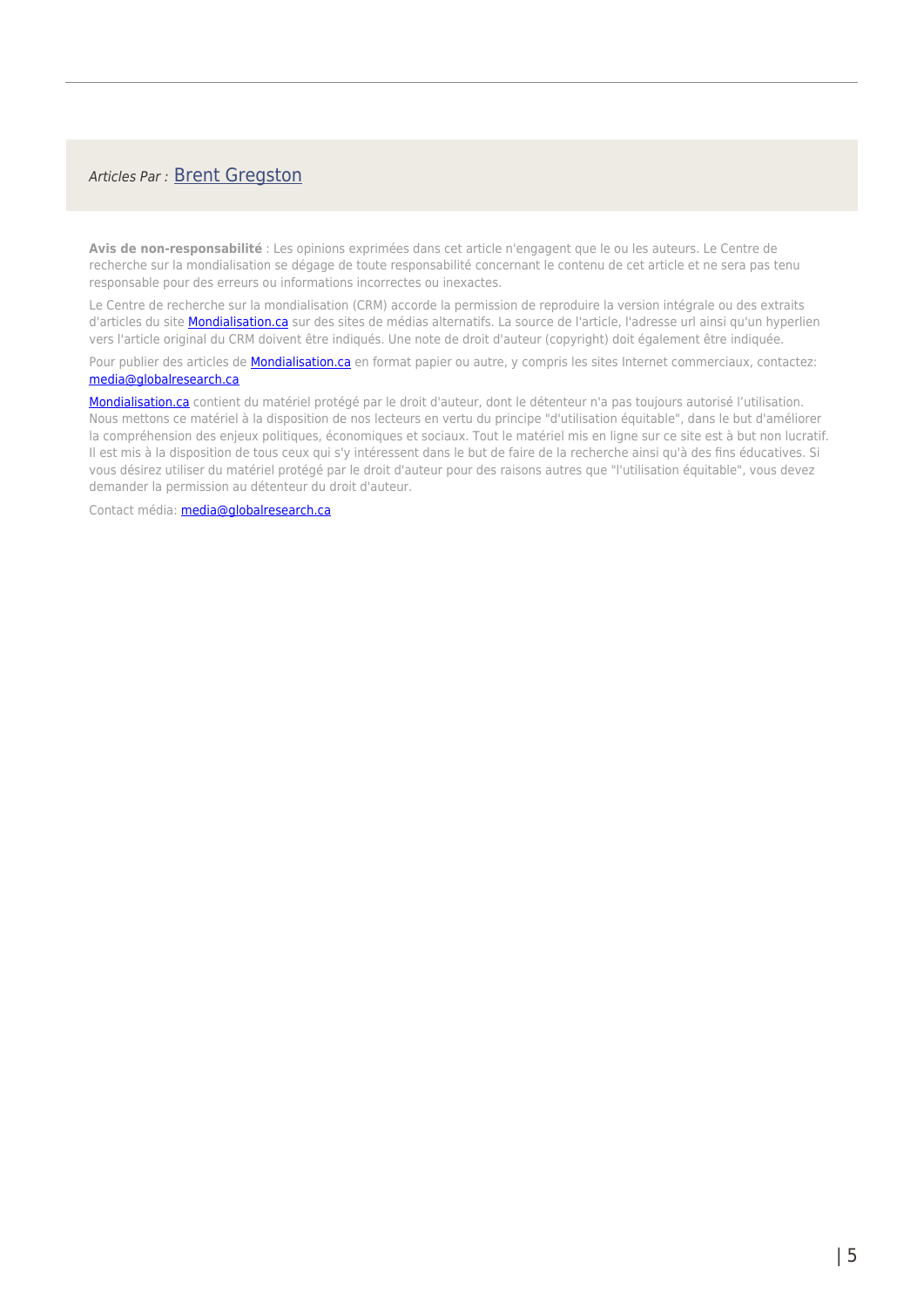*Articles Par :* [Brent Gregston]

**Avis de non-responsabilité** : Les opinions exprimées dans cet article n'engagent que le ou les auteurs. Le Centre de recherche sur la mondialisation se dégage de toute responsabilité concernant le contenu de cet article et ne sera pas tenu responsable pour des erreurs ou informations incorrectes ou inexactes.

Le Centre de recherche sur la mondialisation (CRM) accorde la permission de reproduire la version intégrale ou des extraits d'articles du site Mondialisation.ca sur des sites de médias alternatifs. La source de l'article, l'adresse url ainsi qu'un hyperlien vers l'article original du CRM doivent être indiqués. Une note de droit d'auteur (copyright) doit également être indiquée.

Pour publier des articles de Mondialisation.ca en format papier ou autre, y compris les sites Internet commerciaux, contactez: media@globalresearch.ca

Mondialisation.ca contient du matériel protégé par le droit d'auteur, dont le détenteur n'a pas toujours autorisé l'utilisation. Nous mettons ce matériel à la disposition de nos lecteurs en vertu du principe "d'utilisation équitable", dans le but d'améliorer la compréhension des enjeux politiques, économiques et sociaux. Tout le matériel mis en ligne sur ce site est à but non lucratif. Il est mis à la disposition de tous ceux qui s'y intéressent dans le but de faire de la recherche ainsi qu'à des fins éducatives. Si vous désirez utiliser du matériel protégé par le droit d'auteur pour des raisons autres que "l'utilisation équitable", vous devez demander la permission au détenteur du droit d'auteur.

Contact média: media@globalresearch.ca